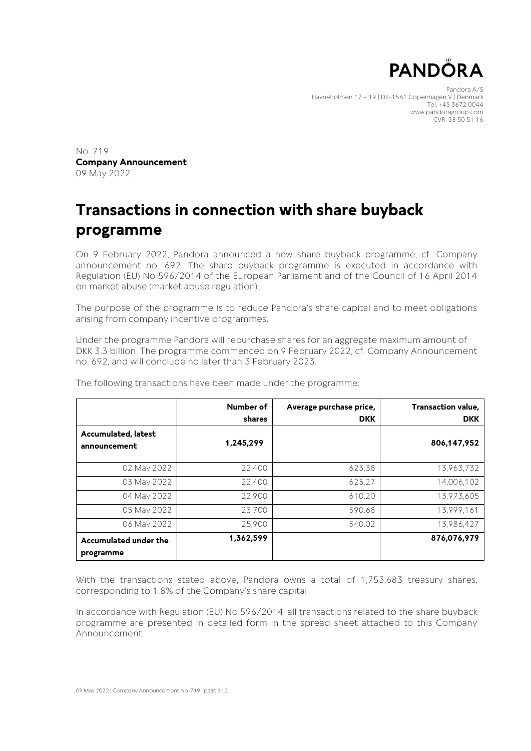# PANDORA

Pandora A/S
Havneholmen 17 – 19 | DK-1561 Copenhagen V | Denmark
Tel. +45 3672 0044
www.pandoragroup.com
CVR: 28 50 51 16

No. 719
**Company Announcement**
09 May 2022

# Transactions in connection with share buyback programme

On 9 February 2022, Pandora announced a new share buyback programme, cf. Company announcement no. 692. The share buyback programme is executed in accordance with Regulation (EU) No 596/2014 of the European Parliament and of the Council of 16 April 2014 on market abuse (market abuse regulation).

The purpose of the programme is to reduce Pandora's share capital and to meet obligations arising from company incentive programmes.

Under the programme Pandora will repurchase shares for an aggregate maximum amount of DKK 3.3 billion. The programme commenced on 9 February 2022, cf. Company Announcement no. 692, and will conclude no later than 3 February 2023.

The following transactions have been made under the programme:

| | Number of shares | Average purchase price, DKK | Transaction value, DKK |
|---|---|---|---|
| **Accumulated, latest announcement** | **1,245,299** | | **806,147,952** |
| 02 May 2022 | 22,400 | 623.38 | 13,963,732 |
| 03 May 2022 | 22,400 | 625.27 | 14,006,102 |
| 04 May 2022 | 22,900 | 610.20 | 13,973,605 |
| 05 May 2022 | 23,700 | 590.68 | 13,999,161 |
| 06 May 2022 | 25,900 | 540.02 | 13,986,427 |
| **Accumulated under the programme** | **1,362,599** | | **876,076,979** |

With the transactions stated above, Pandora owns a total of 1,753,683 treasury shares, corresponding to 1.8% of the Company's share capital.

In accordance with Regulation (EU) No 596/2014, all transactions related to the share buyback programme are presented in detailed form in the spread sheet attached to this Company Announcement.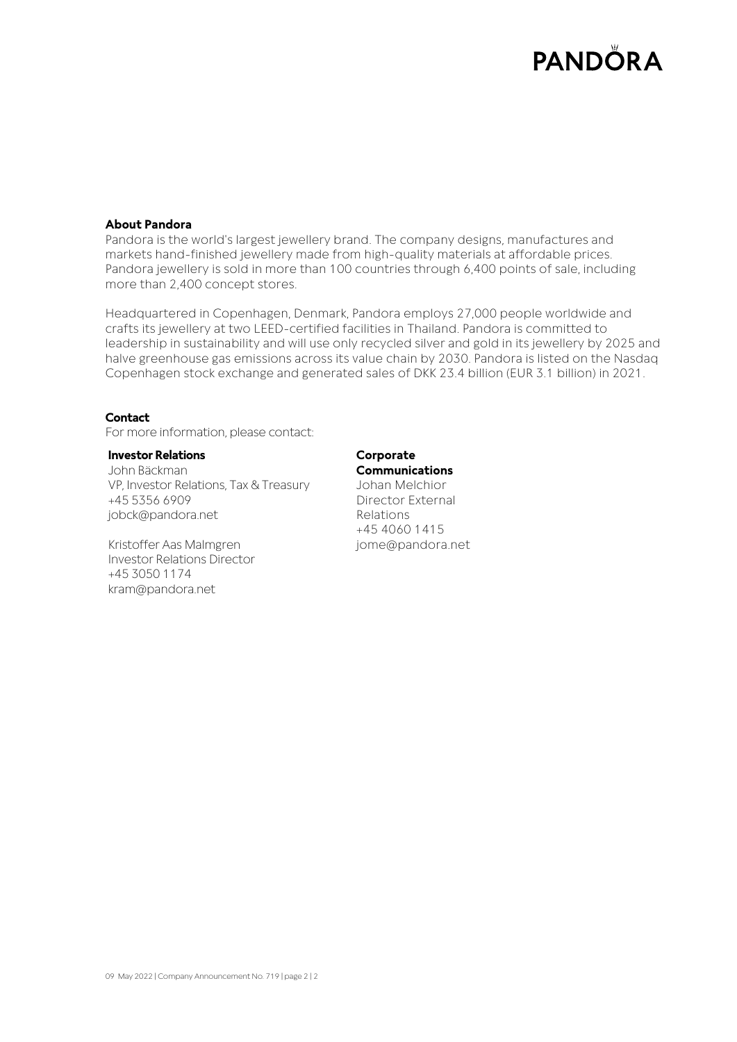**About Pandora**

Pandora is the world's largest jewellery brand. The company designs, manufactures and markets hand-finished jewellery made from high-quality materials at affordable prices. Pandora jewellery is sold in more than 100 countries through 6,400 points of sale, including more than 2,400 concept stores.

Headquartered in Copenhagen, Denmark, Pandora employs 27,000 people worldwide and crafts its jewellery at two LEED-certified facilities in Thailand. Pandora is committed to leadership in sustainability and will use only recycled silver and gold in its jewellery by 2025 and halve greenhouse gas emissions across its value chain by 2030. Pandora is listed on the Nasdaq Copenhagen stock exchange and generated sales of DKK 23.4 billion (EUR 3.1 billion) in 2021.

**Contact**

For more information, please contact:

**Investor Relations**

John Bäckman
VP, Investor Relations, Tax & Treasury
+45 5356 6909
jobck@pandora.net

Kristoffer Aas Malmgren
Investor Relations Director
+45 3050 1174
kram@pandora.net

**Corporate Communications**

Johan Melchior
Director External Relations
+45 4060 1415
jome@pandora.net